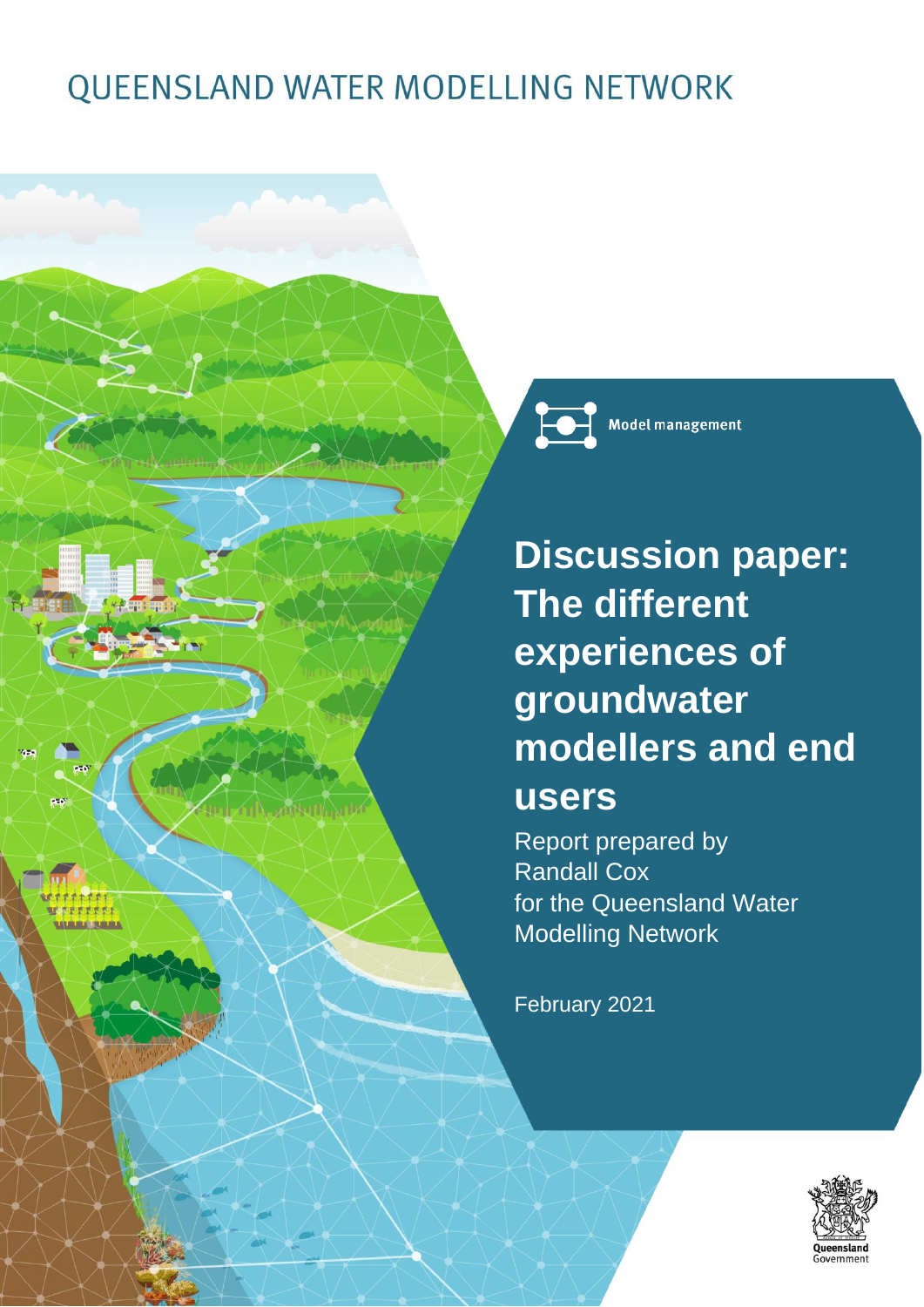QUEENSLAND WATER MODELLING NETWORK

Model management

# Discussion paper: The different experiences of groundwater modellers and end users

Report prepared by
Randall Cox
for the Queensland Water Modelling Network

February 2021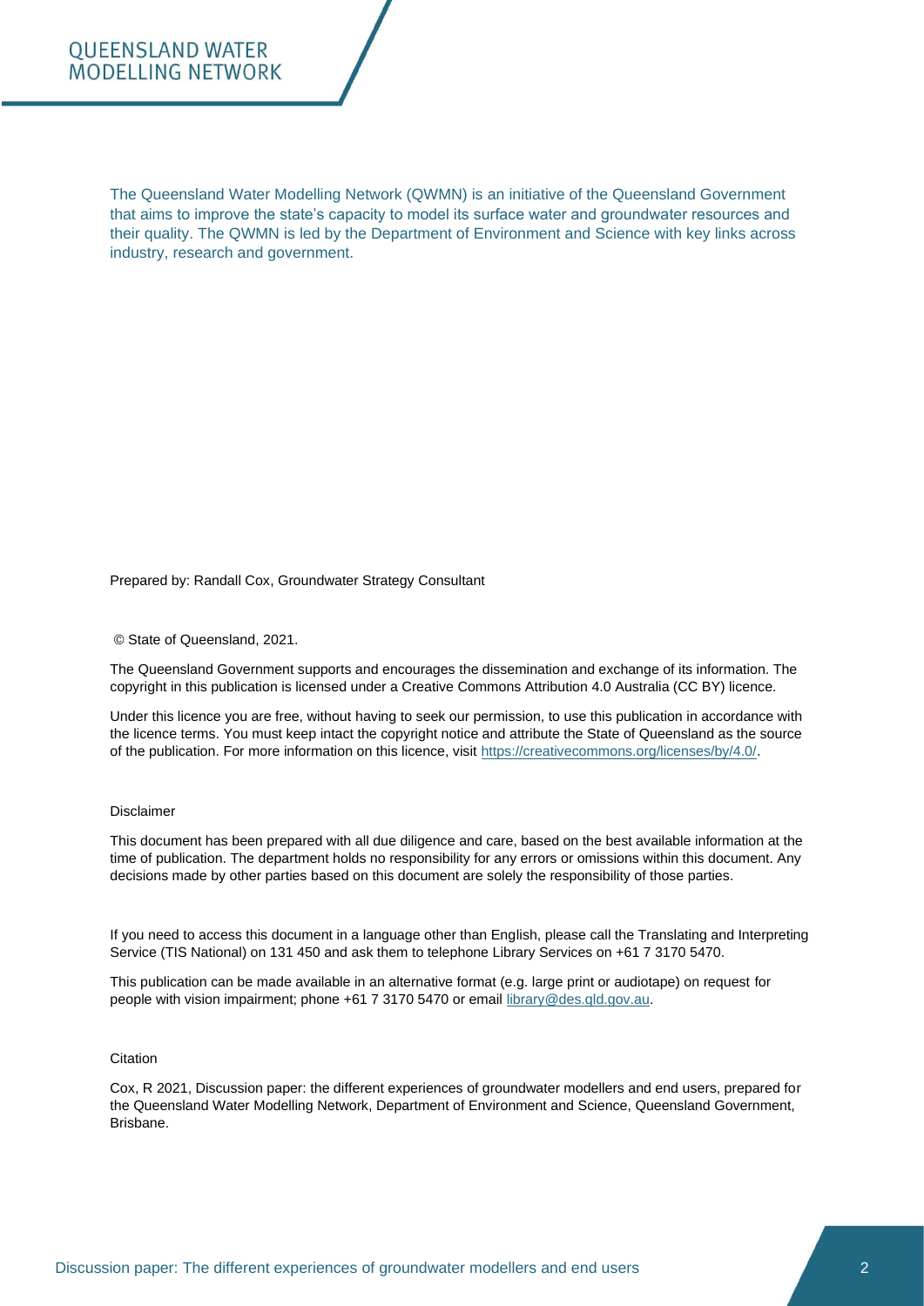The Queensland Water Modelling Network (QWMN) is an initiative of the Queensland Government that aims to improve the state's capacity to model its surface water and groundwater resources and their quality. The QWMN is led by the Department of Environment and Science with key links across industry, research and government.

Prepared by: Randall Cox, Groundwater Strategy Consultant

© State of Queensland, 2021.

The Queensland Government supports and encourages the dissemination and exchange of its information. The copyright in this publication is licensed under a Creative Commons Attribution 4.0 Australia (CC BY) licence.

Under this licence you are free, without having to seek our permission, to use this publication in accordance with the licence terms. You must keep intact the copyright notice and attribute the State of Queensland as the source of the publication. For more information on this licence, visit https://creativecommons.org/licenses/by/4.0/.

Disclaimer

This document has been prepared with all due diligence and care, based on the best available information at the time of publication. The department holds no responsibility for any errors or omissions within this document. Any decisions made by other parties based on this document are solely the responsibility of those parties.

If you need to access this document in a language other than English, please call the Translating and Interpreting Service (TIS National) on 131 450 and ask them to telephone Library Services on +61 7 3170 5470.

This publication can be made available in an alternative format (e.g. large print or audiotape) on request for people with vision impairment; phone +61 7 3170 5470 or email library@des.qld.gov.au.

Citation

Cox, R 2021, Discussion paper: the different experiences of groundwater modellers and end users, prepared for the Queensland Water Modelling Network, Department of Environment and Science, Queensland Government, Brisbane.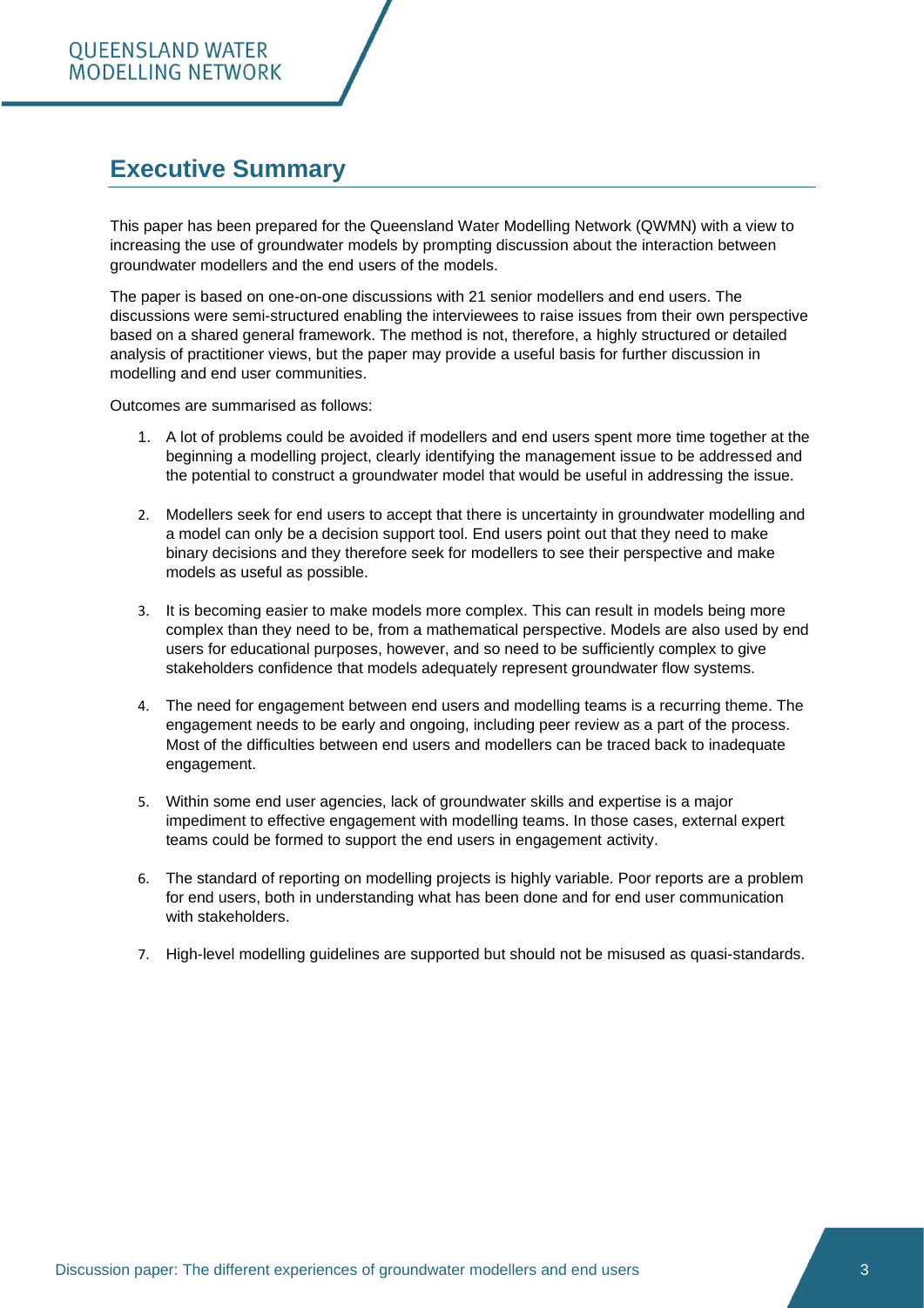# Executive Summary

This paper has been prepared for the Queensland Water Modelling Network (QWMN) with a view to increasing the use of groundwater models by prompting discussion about the interaction between groundwater modellers and the end users of the models.

The paper is based on one-on-one discussions with 21 senior modellers and end users. The discussions were semi-structured enabling the interviewees to raise issues from their own perspective based on a shared general framework. The method is not, therefore, a highly structured or detailed analysis of practitioner views, but the paper may provide a useful basis for further discussion in modelling and end user communities.

Outcomes are summarised as follows:

1. A lot of problems could be avoided if modellers and end users spent more time together at the beginning a modelling project, clearly identifying the management issue to be addressed and the potential to construct a groundwater model that would be useful in addressing the issue.
2. Modellers seek for end users to accept that there is uncertainty in groundwater modelling and a model can only be a decision support tool. End users point out that they need to make binary decisions and they therefore seek for modellers to see their perspective and make models as useful as possible.
3. It is becoming easier to make models more complex. This can result in models being more complex than they need to be, from a mathematical perspective. Models are also used by end users for educational purposes, however, and so need to be sufficiently complex to give stakeholders confidence that models adequately represent groundwater flow systems.
4. The need for engagement between end users and modelling teams is a recurring theme. The engagement needs to be early and ongoing, including peer review as a part of the process. Most of the difficulties between end users and modellers can be traced back to inadequate engagement.
5. Within some end user agencies, lack of groundwater skills and expertise is a major impediment to effective engagement with modelling teams. In those cases, external expert teams could be formed to support the end users in engagement activity.
6. The standard of reporting on modelling projects is highly variable. Poor reports are a problem for end users, both in understanding what has been done and for end user communication with stakeholders.
7. High-level modelling guidelines are supported but should not be misused as quasi-standards.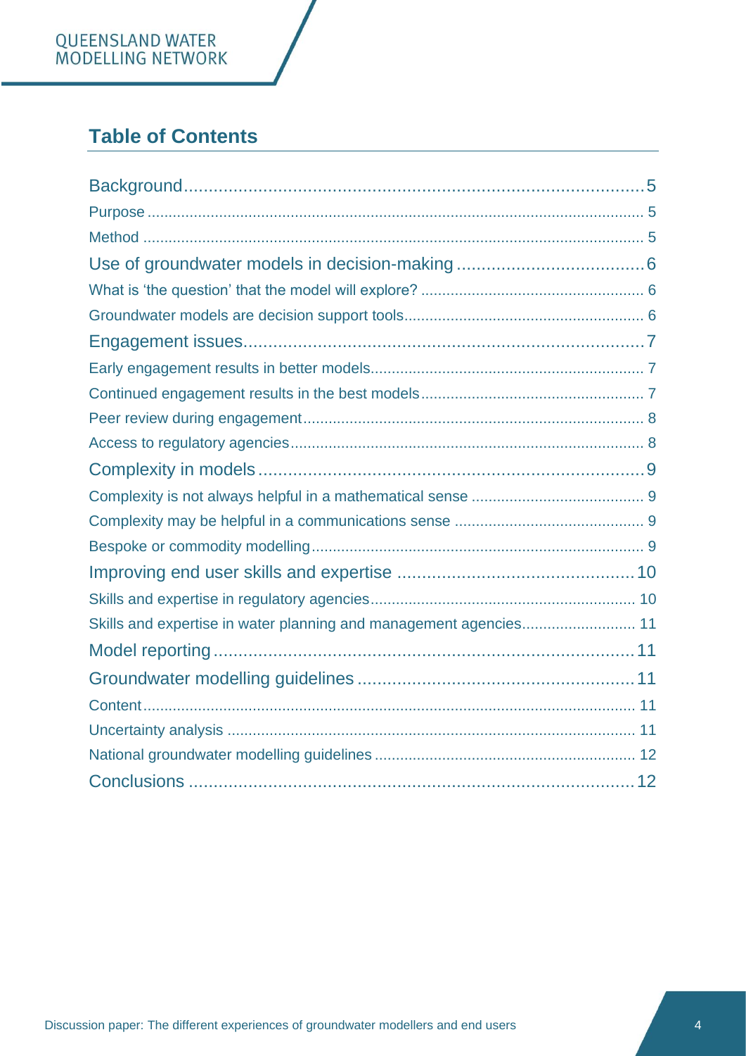## Table of Contents

- Background ........................................................................................ 5
  - Purpose ........................................................................................ 5
  - Method ........................................................................................ 5
- Use of groundwater models in decision-making ........................................ 6
  - What is 'the question' that the model will explore? ................................ 6
  - Groundwater models are decision support tools ...................................... 6
- Engagement issues ................................................................................ 7
  - Early engagement results in better models .............................................. 7
  - Continued engagement results in the best models .................................... 7
  - Peer review during engagement ............................................................. 8
  - Access to regulatory agencies ................................................................ 8
- Complexity in models ............................................................................. 9
  - Complexity is not always helpful in a mathematical sense ........................ 9
  - Complexity may be helpful in a communications sense ............................ 9
  - Bespoke or commodity modelling ............................................................ 9
- Improving end user skills and expertise ................................................... 10
  - Skills and expertise in regulatory agencies .............................................. 10
  - Skills and expertise in water planning and management agencies .............. 11
- Model reporting .................................................................................... 11
- Groundwater modelling guidelines ............................................................ 11
  - Content ................................................................................................ 11
  - Uncertainty analysis .............................................................................. 11
  - National groundwater modelling guidelines ............................................. 12
- Conclusions ........................................................................................... 12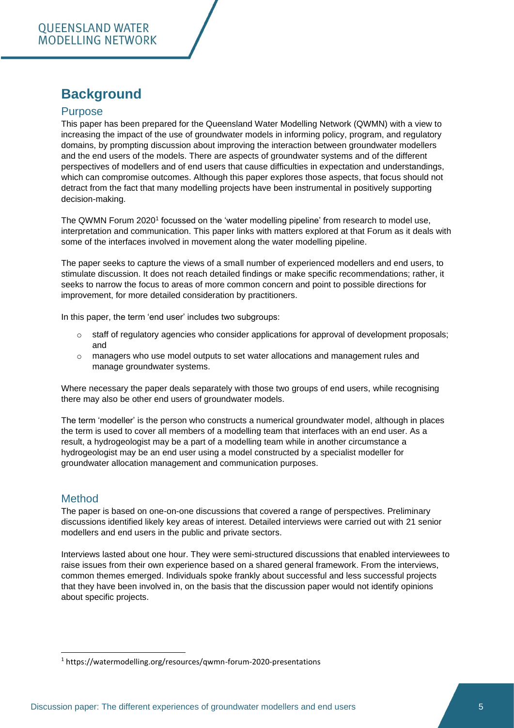# Background

## Purpose

This paper has been prepared for the Queensland Water Modelling Network (QWMN) with a view to increasing the impact of the use of groundwater models in informing policy, program, and regulatory domains, by prompting discussion about improving the interaction between groundwater modellers and the end users of the models. There are aspects of groundwater systems and of the different perspectives of modellers and of end users that cause difficulties in expectation and understandings, which can compromise outcomes. Although this paper explores those aspects, that focus should not detract from the fact that many modelling projects have been instrumental in positively supporting decision-making.

The QWMN Forum 2020[1] focussed on the 'water modelling pipeline' from research to model use, interpretation and communication. This paper links with matters explored at that Forum as it deals with some of the interfaces involved in movement along the water modelling pipeline.

The paper seeks to capture the views of a small number of experienced modellers and end users, to stimulate discussion. It does not reach detailed findings or make specific recommendations; rather, it seeks to narrow the focus to areas of more common concern and point to possible directions for improvement, for more detailed consideration by practitioners.

In this paper, the term 'end user' includes two subgroups:

- staff of regulatory agencies who consider applications for approval of development proposals; and
- managers who use model outputs to set water allocations and management rules and manage groundwater systems.

Where necessary the paper deals separately with those two groups of end users, while recognising there may also be other end users of groundwater models.

The term 'modeller' is the person who constructs a numerical groundwater model, although in places the term is used to cover all members of a modelling team that interfaces with an end user. As a result, a hydrogeologist may be a part of a modelling team while in another circumstance a hydrogeologist may be an end user using a model constructed by a specialist modeller for groundwater allocation management and communication purposes.

## Method

The paper is based on one-on-one discussions that covered a range of perspectives. Preliminary discussions identified likely key areas of interest. Detailed interviews were carried out with 21 senior modellers and end users in the public and private sectors.

Interviews lasted about one hour. They were semi-structured discussions that enabled interviewees to raise issues from their own experience based on a shared general framework. From the interviews, common themes emerged. Individuals spoke frankly about successful and less successful projects that they have been involved in, on the basis that the discussion paper would not identify opinions about specific projects.

[1] https://watermodelling.org/resources/qwmn-forum-2020-presentations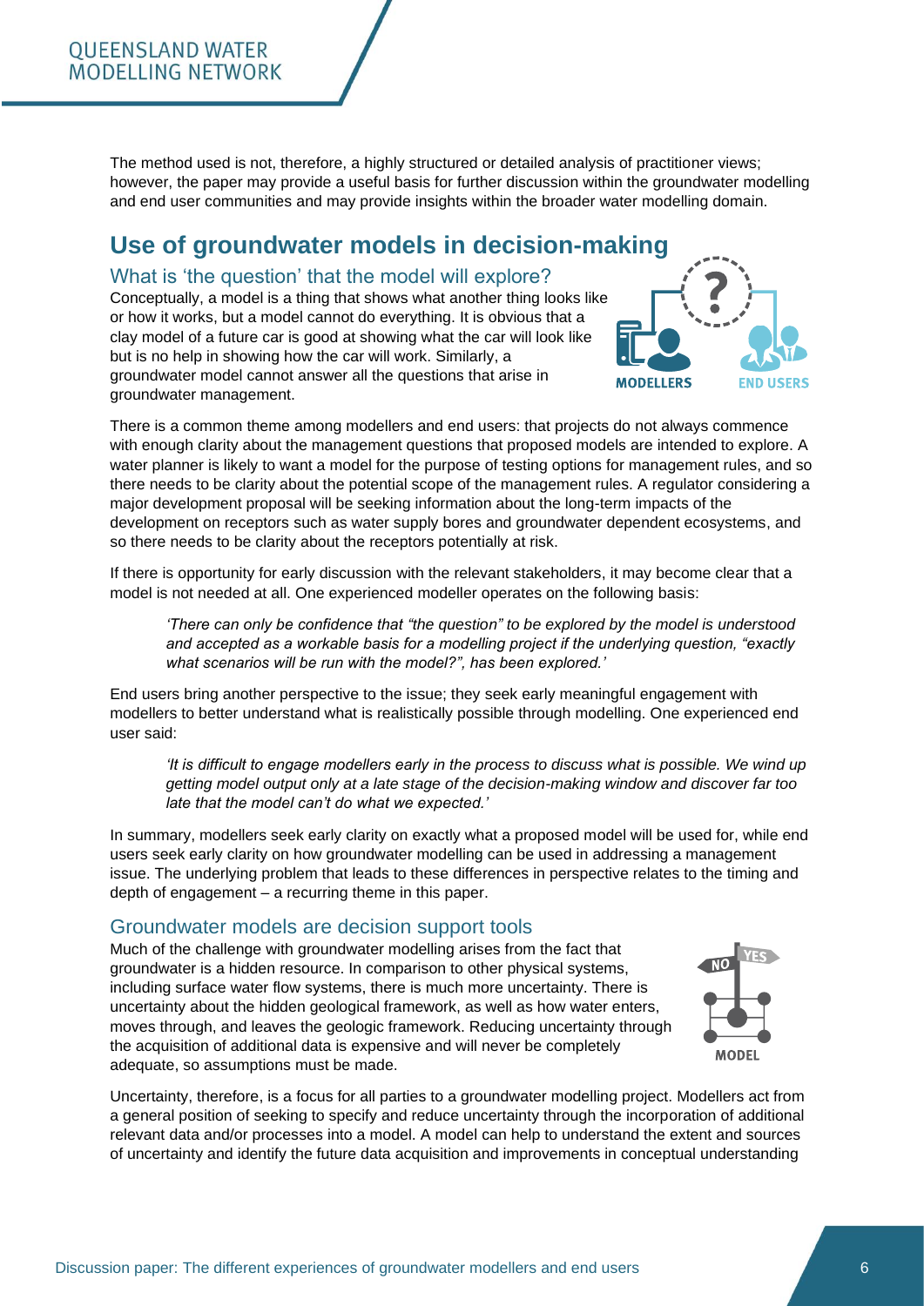The method used is not, therefore, a highly structured or detailed analysis of practitioner views; however, the paper may provide a useful basis for further discussion within the groundwater modelling and end user communities and may provide insights within the broader water modelling domain.

# Use of groundwater models in decision-making

## What is 'the question' that the model will explore?

Conceptually, a model is a thing that shows what another thing looks like or how it works, but a model cannot do everything. It is obvious that a clay model of a future car is good at showing what the car will look like but is no help in showing how the car will work. Similarly, a groundwater model cannot answer all the questions that arise in groundwater management.

There is a common theme among modellers and end users: that projects do not always commence with enough clarity about the management questions that proposed models are intended to explore. A water planner is likely to want a model for the purpose of testing options for management rules, and so there needs to be clarity about the potential scope of the management rules. A regulator considering a major development proposal will be seeking information about the long-term impacts of the development on receptors such as water supply bores and groundwater dependent ecosystems, and so there needs to be clarity about the receptors potentially at risk.

If there is opportunity for early discussion with the relevant stakeholders, it may become clear that a model is not needed at all. One experienced modeller operates on the following basis:

> *'There can only be confidence that "the question" to be explored by the model is understood and accepted as a workable basis for a modelling project if the underlying question, "exactly what scenarios will be run with the model?", has been explored.'*

End users bring another perspective to the issue; they seek early meaningful engagement with modellers to better understand what is realistically possible through modelling. One experienced end user said:

> *'It is difficult to engage modellers early in the process to discuss what is possible. We wind up getting model output only at a late stage of the decision-making window and discover far too late that the model can't do what we expected.'*

In summary, modellers seek early clarity on exactly what a proposed model will be used for, while end users seek early clarity on how groundwater modelling can be used in addressing a management issue. The underlying problem that leads to these differences in perspective relates to the timing and depth of engagement – a recurring theme in this paper.

## Groundwater models are decision support tools

Much of the challenge with groundwater modelling arises from the fact that groundwater is a hidden resource. In comparison to other physical systems, including surface water flow systems, there is much more uncertainty. There is uncertainty about the hidden geological framework, as well as how water enters, moves through, and leaves the geologic framework. Reducing uncertainty through the acquisition of additional data is expensive and will never be completely adequate, so assumptions must be made.

Uncertainty, therefore, is a focus for all parties to a groundwater modelling project. Modellers act from a general position of seeking to specify and reduce uncertainty through the incorporation of additional relevant data and/or processes into a model. A model can help to understand the extent and sources of uncertainty and identify the future data acquisition and improvements in conceptual understanding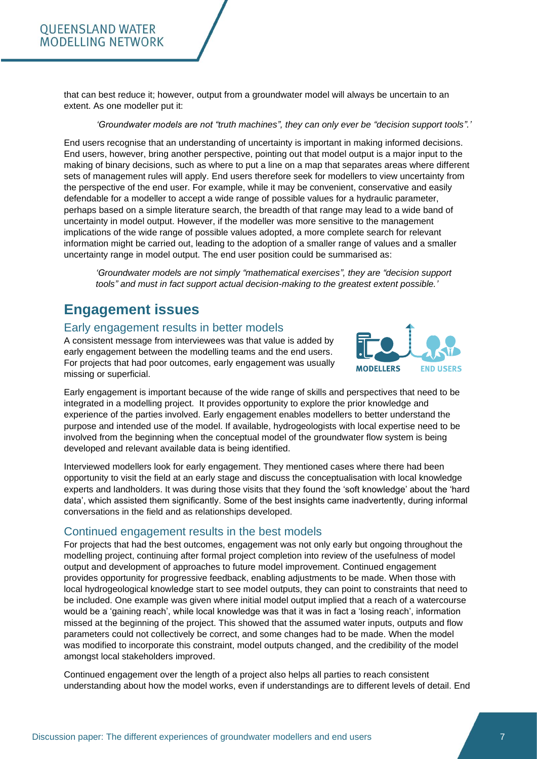that can best reduce it; however, output from a groundwater model will always be uncertain to an extent. As one modeller put it:

> *'Groundwater models are not "truth machines", they can only ever be "decision support tools".'*

End users recognise that an understanding of uncertainty is important in making informed decisions. End users, however, bring another perspective, pointing out that model output is a major input to the making of binary decisions, such as where to put a line on a map that separates areas where different sets of management rules will apply. End users therefore seek for modellers to view uncertainty from the perspective of the end user. For example, while it may be convenient, conservative and easily defendable for a modeller to accept a wide range of possible values for a hydraulic parameter, perhaps based on a simple literature search, the breadth of that range may lead to a wide band of uncertainty in model output. However, if the modeller was more sensitive to the management implications of the wide range of possible values adopted, a more complete search for relevant information might be carried out, leading to the adoption of a smaller range of values and a smaller uncertainty range in model output. The end user position could be summarised as:

> *'Groundwater models are not simply "mathematical exercises", they are "decision support tools" and must in fact support actual decision-making to the greatest extent possible.'*

# Engagement issues

## Early engagement results in better models

A consistent message from interviewees was that value is added by early engagement between the modelling teams and the end users. For projects that had poor outcomes, early engagement was usually missing or superficial.

MODELLERS END USERS

Early engagement is important because of the wide range of skills and perspectives that need to be integrated in a modelling project. It provides opportunity to explore the prior knowledge and experience of the parties involved. Early engagement enables modellers to better understand the purpose and intended use of the model. If available, hydrogeologists with local expertise need to be involved from the beginning when the conceptual model of the groundwater flow system is being developed and relevant available data is being identified.

Interviewed modellers look for early engagement. They mentioned cases where there had been opportunity to visit the field at an early stage and discuss the conceptualisation with local knowledge experts and landholders. It was during those visits that they found the 'soft knowledge' about the 'hard data', which assisted them significantly. Some of the best insights came inadvertently, during informal conversations in the field and as relationships developed.

## Continued engagement results in the best models

For projects that had the best outcomes, engagement was not only early but ongoing throughout the modelling project, continuing after formal project completion into review of the usefulness of model output and development of approaches to future model improvement. Continued engagement provides opportunity for progressive feedback, enabling adjustments to be made. When those with local hydrogeological knowledge start to see model outputs, they can point to constraints that need to be included. One example was given where initial model output implied that a reach of a watercourse would be a 'gaining reach', while local knowledge was that it was in fact a 'losing reach', information missed at the beginning of the project. This showed that the assumed water inputs, outputs and flow parameters could not collectively be correct, and some changes had to be made. When the model was modified to incorporate this constraint, model outputs changed, and the credibility of the model amongst local stakeholders improved.

Continued engagement over the length of a project also helps all parties to reach consistent understanding about how the model works, even if understandings are to different levels of detail. End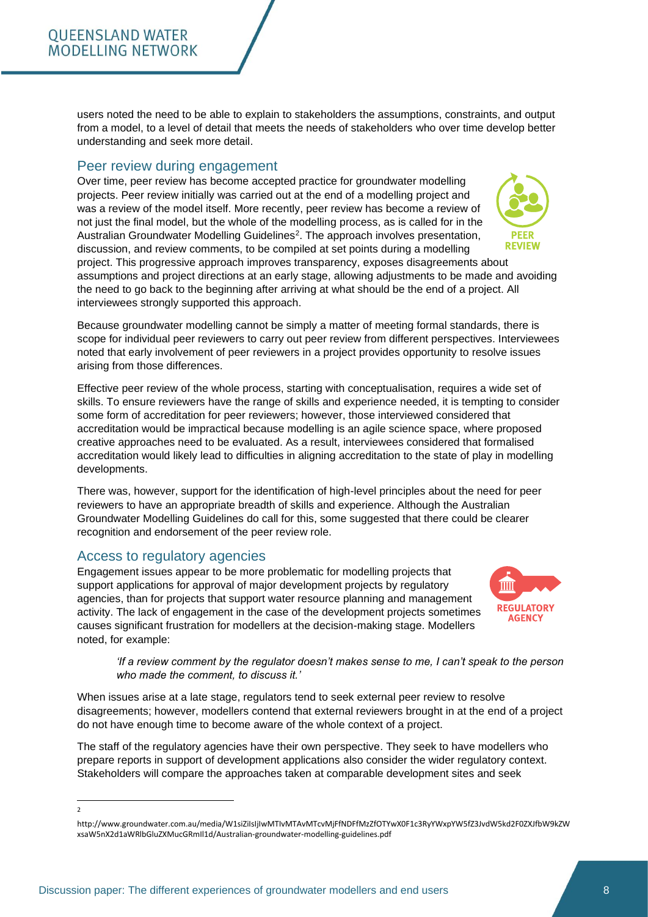users noted the need to be able to explain to stakeholders the assumptions, constraints, and output from a model, to a level of detail that meets the needs of stakeholders who over time develop better understanding and seek more detail.

## Peer review during engagement

Over time, peer review has become accepted practice for groundwater modelling projects. Peer review initially was carried out at the end of a modelling project and was a review of the model itself. More recently, peer review has become a review of not just the final model, but the whole of the modelling process, as is called for in the Australian Groundwater Modelling Guidelines[2]. The approach involves presentation, discussion, and review comments, to be compiled at set points during a modelling project. This progressive approach improves transparency, exposes disagreements about assumptions and project directions at an early stage, allowing adjustments to be made and avoiding the need to go back to the beginning after arriving at what should be the end of a project. All interviewees strongly supported this approach.

Because groundwater modelling cannot be simply a matter of meeting formal standards, there is scope for individual peer reviewers to carry out peer review from different perspectives. Interviewees noted that early involvement of peer reviewers in a project provides opportunity to resolve issues arising from those differences.

Effective peer review of the whole process, starting with conceptualisation, requires a wide set of skills. To ensure reviewers have the range of skills and experience needed, it is tempting to consider some form of accreditation for peer reviewers; however, those interviewed considered that accreditation would be impractical because modelling is an agile science space, where proposed creative approaches need to be evaluated. As a result, interviewees considered that formalised accreditation would likely lead to difficulties in aligning accreditation to the state of play in modelling developments.

There was, however, support for the identification of high-level principles about the need for peer reviewers to have an appropriate breadth of skills and experience. Although the Australian Groundwater Modelling Guidelines do call for this, some suggested that there could be clearer recognition and endorsement of the peer review role.

## Access to regulatory agencies

Engagement issues appear to be more problematic for modelling projects that support applications for approval of major development projects by regulatory agencies, than for projects that support water resource planning and management activity. The lack of engagement in the case of the development projects sometimes causes significant frustration for modellers at the decision-making stage. Modellers noted, for example:

> *'If a review comment by the regulator doesn't makes sense to me, I can't speak to the person who made the comment, to discuss it.'*

When issues arise at a late stage, regulators tend to seek external peer review to resolve disagreements; however, modellers contend that external reviewers brought in at the end of a project do not have enough time to become aware of the whole context of a project.

The staff of the regulatory agencies have their own perspective. They seek to have modellers who prepare reports in support of development applications also consider the wider regulatory context. Stakeholders will compare the approaches taken at comparable development sites and seek

[2] http://www.groundwater.com.au/media/W1siZiIsIjIwMTIvMTAvMTcvMjFfNDFfMzZfOTYwX0F1c3RyYWxpYW5fZ3JvdW5kd2F0ZXJfbW9kZWxsaW5nX2d1aWRlbGluZXMucGRmIl1d/Australian-groundwater-modelling-guidelines.pdf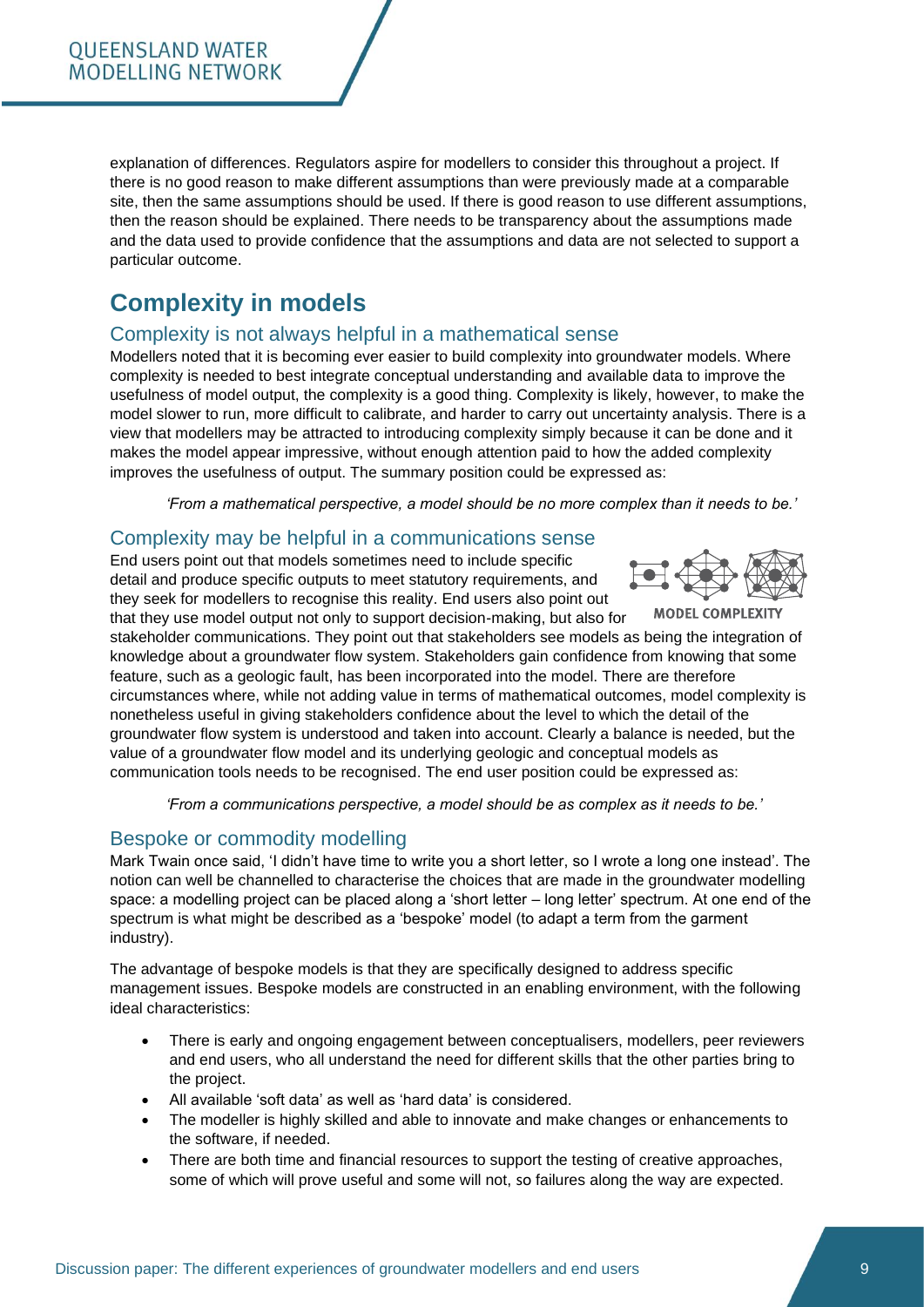explanation of differences. Regulators aspire for modellers to consider this throughout a project. If there is no good reason to make different assumptions than were previously made at a comparable site, then the same assumptions should be used. If there is good reason to use different assumptions, then the reason should be explained. There needs to be transparency about the assumptions made and the data used to provide confidence that the assumptions and data are not selected to support a particular outcome.

# Complexity in models

## Complexity is not always helpful in a mathematical sense

Modellers noted that it is becoming ever easier to build complexity into groundwater models. Where complexity is needed to best integrate conceptual understanding and available data to improve the usefulness of model output, the complexity is a good thing. Complexity is likely, however, to make the model slower to run, more difficult to calibrate, and harder to carry out uncertainty analysis. There is a view that modellers may be attracted to introducing complexity simply because it can be done and it makes the model appear impressive, without enough attention paid to how the added complexity improves the usefulness of output. The summary position could be expressed as:

*'From a mathematical perspective, a model should be no more complex than it needs to be.'*

## Complexity may be helpful in a communications sense

MODEL COMPLEXITY

End users point out that models sometimes need to include specific detail and produce specific outputs to meet statutory requirements, and they seek for modellers to recognise this reality. End users also point out that they use model output not only to support decision-making, but also for stakeholder communications. They point out that stakeholders see models as being the integration of knowledge about a groundwater flow system. Stakeholders gain confidence from knowing that some feature, such as a geologic fault, has been incorporated into the model. There are therefore circumstances where, while not adding value in terms of mathematical outcomes, model complexity is nonetheless useful in giving stakeholders confidence about the level to which the detail of the groundwater flow system is understood and taken into account. Clearly a balance is needed, but the value of a groundwater flow model and its underlying geologic and conceptual models as communication tools needs to be recognised. The end user position could be expressed as:

*'From a communications perspective, a model should be as complex as it needs to be.'*

## Bespoke or commodity modelling

Mark Twain once said, 'I didn't have time to write you a short letter, so I wrote a long one instead'. The notion can well be channelled to characterise the choices that are made in the groundwater modelling space: a modelling project can be placed along a 'short letter – long letter' spectrum. At one end of the spectrum is what might be described as a 'bespoke' model (to adapt a term from the garment industry).

The advantage of bespoke models is that they are specifically designed to address specific management issues. Bespoke models are constructed in an enabling environment, with the following ideal characteristics:

- There is early and ongoing engagement between conceptualisers, modellers, peer reviewers and end users, who all understand the need for different skills that the other parties bring to the project.
- All available 'soft data' as well as 'hard data' is considered.
- The modeller is highly skilled and able to innovate and make changes or enhancements to the software, if needed.
- There are both time and financial resources to support the testing of creative approaches, some of which will prove useful and some will not, so failures along the way are expected.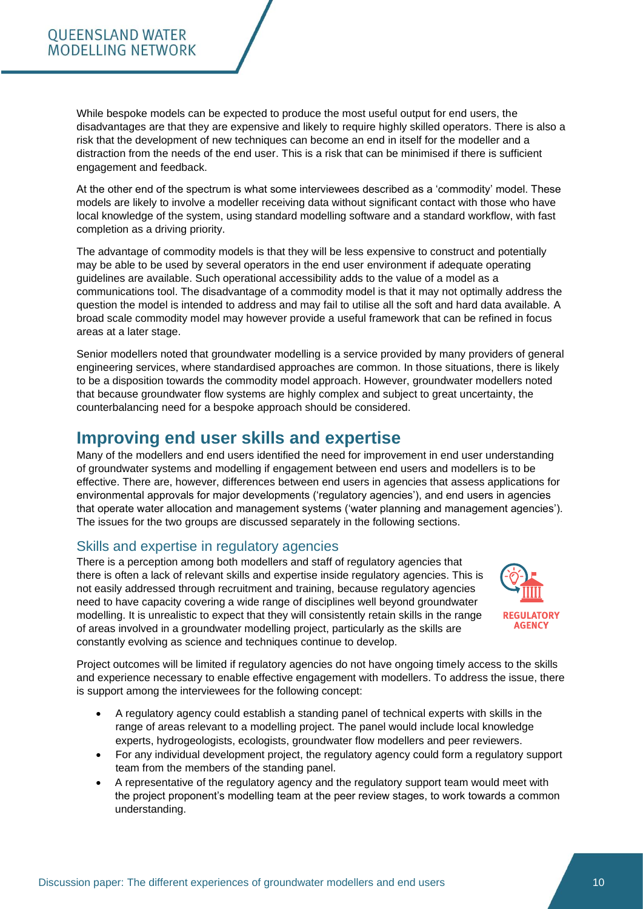While bespoke models can be expected to produce the most useful output for end users, the disadvantages are that they are expensive and likely to require highly skilled operators. There is also a risk that the development of new techniques can become an end in itself for the modeller and a distraction from the needs of the end user. This is a risk that can be minimised if there is sufficient engagement and feedback.

At the other end of the spectrum is what some interviewees described as a 'commodity' model. These models are likely to involve a modeller receiving data without significant contact with those who have local knowledge of the system, using standard modelling software and a standard workflow, with fast completion as a driving priority.

The advantage of commodity models is that they will be less expensive to construct and potentially may be able to be used by several operators in the end user environment if adequate operating guidelines are available. Such operational accessibility adds to the value of a model as a communications tool. The disadvantage of a commodity model is that it may not optimally address the question the model is intended to address and may fail to utilise all the soft and hard data available. A broad scale commodity model may however provide a useful framework that can be refined in focus areas at a later stage.

Senior modellers noted that groundwater modelling is a service provided by many providers of general engineering services, where standardised approaches are common. In those situations, there is likely to be a disposition towards the commodity model approach. However, groundwater modellers noted that because groundwater flow systems are highly complex and subject to great uncertainty, the counterbalancing need for a bespoke approach should be considered.

## Improving end user skills and expertise

Many of the modellers and end users identified the need for improvement in end user understanding of groundwater systems and modelling if engagement between end users and modellers is to be effective. There are, however, differences between end users in agencies that assess applications for environmental approvals for major developments ('regulatory agencies'), and end users in agencies that operate water allocation and management systems ('water planning and management agencies'). The issues for the two groups are discussed separately in the following sections.

### Skills and expertise in regulatory agencies

There is a perception among both modellers and staff of regulatory agencies that there is often a lack of relevant skills and expertise inside regulatory agencies. This is not easily addressed through recruitment and training, because regulatory agencies need to have capacity covering a wide range of disciplines well beyond groundwater modelling. It is unrealistic to expect that they will consistently retain skills in the range of areas involved in a groundwater modelling project, particularly as the skills are constantly evolving as science and techniques continue to develop.

REGULATORY AGENCY

Project outcomes will be limited if regulatory agencies do not have ongoing timely access to the skills and experience necessary to enable effective engagement with modellers. To address the issue, there is support among the interviewees for the following concept:

- A regulatory agency could establish a standing panel of technical experts with skills in the range of areas relevant to a modelling project. The panel would include local knowledge experts, hydrogeologists, ecologists, groundwater flow modellers and peer reviewers.
- For any individual development project, the regulatory agency could form a regulatory support team from the members of the standing panel.
- A representative of the regulatory agency and the regulatory support team would meet with the project proponent's modelling team at the peer review stages, to work towards a common understanding.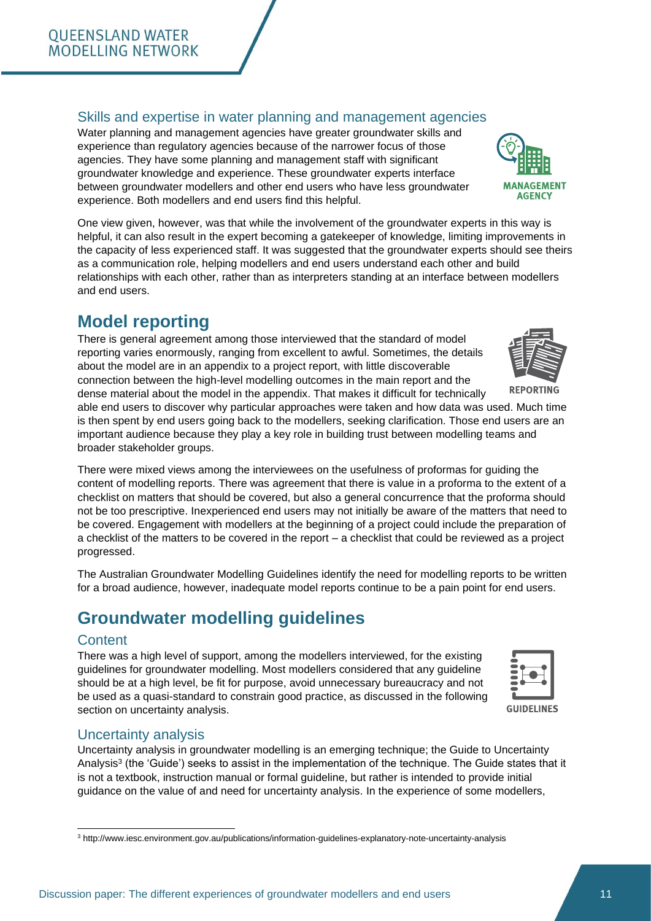### Skills and expertise in water planning and management agencies

Water planning and management agencies have greater groundwater skills and experience than regulatory agencies because of the narrower focus of those agencies. They have some planning and management staff with significant groundwater knowledge and experience. These groundwater experts interface between groundwater modellers and other end users who have less groundwater experience. Both modellers and end users find this helpful.

One view given, however, was that while the involvement of the groundwater experts in this way is helpful, it can also result in the expert becoming a gatekeeper of knowledge, limiting improvements in the capacity of less experienced staff. It was suggested that the groundwater experts should see theirs as a communication role, helping modellers and end users understand each other and build relationships with each other, rather than as interpreters standing at an interface between modellers and end users.

## Model reporting

There is general agreement among those interviewed that the standard of model reporting varies enormously, ranging from excellent to awful. Sometimes, the details about the model are in an appendix to a project report, with little discoverable connection between the high-level modelling outcomes in the main report and the dense material about the model in the appendix. That makes it difficult for technically able end users to discover why particular approaches were taken and how data was used. Much time is then spent by end users going back to the modellers, seeking clarification. Those end users are an important audience because they play a key role in building trust between modelling teams and broader stakeholder groups.

There were mixed views among the interviewees on the usefulness of proformas for guiding the content of modelling reports. There was agreement that there is value in a proforma to the extent of a checklist on matters that should be covered, but also a general concurrence that the proforma should not be too prescriptive. Inexperienced end users may not initially be aware of the matters that need to be covered. Engagement with modellers at the beginning of a project could include the preparation of a checklist of the matters to be covered in the report – a checklist that could be reviewed as a project progressed.

The Australian Groundwater Modelling Guidelines identify the need for modelling reports to be written for a broad audience, however, inadequate model reports continue to be a pain point for end users.

## Groundwater modelling guidelines

### Content

There was a high level of support, among the modellers interviewed, for the existing guidelines for groundwater modelling. Most modellers considered that any guideline should be at a high level, be fit for purpose, avoid unnecessary bureaucracy and not be used as a quasi-standard to constrain good practice, as discussed in the following section on uncertainty analysis.

### Uncertainty analysis

Uncertainty analysis in groundwater modelling is an emerging technique; the Guide to Uncertainty Analysis[3] (the 'Guide') seeks to assist in the implementation of the technique. The Guide states that it is not a textbook, instruction manual or formal guideline, but rather is intended to provide initial guidance on the value of and need for uncertainty analysis. In the experience of some modellers,

[3] http://www.iesc.environment.gov.au/publications/information-guidelines-explanatory-note-uncertainty-analysis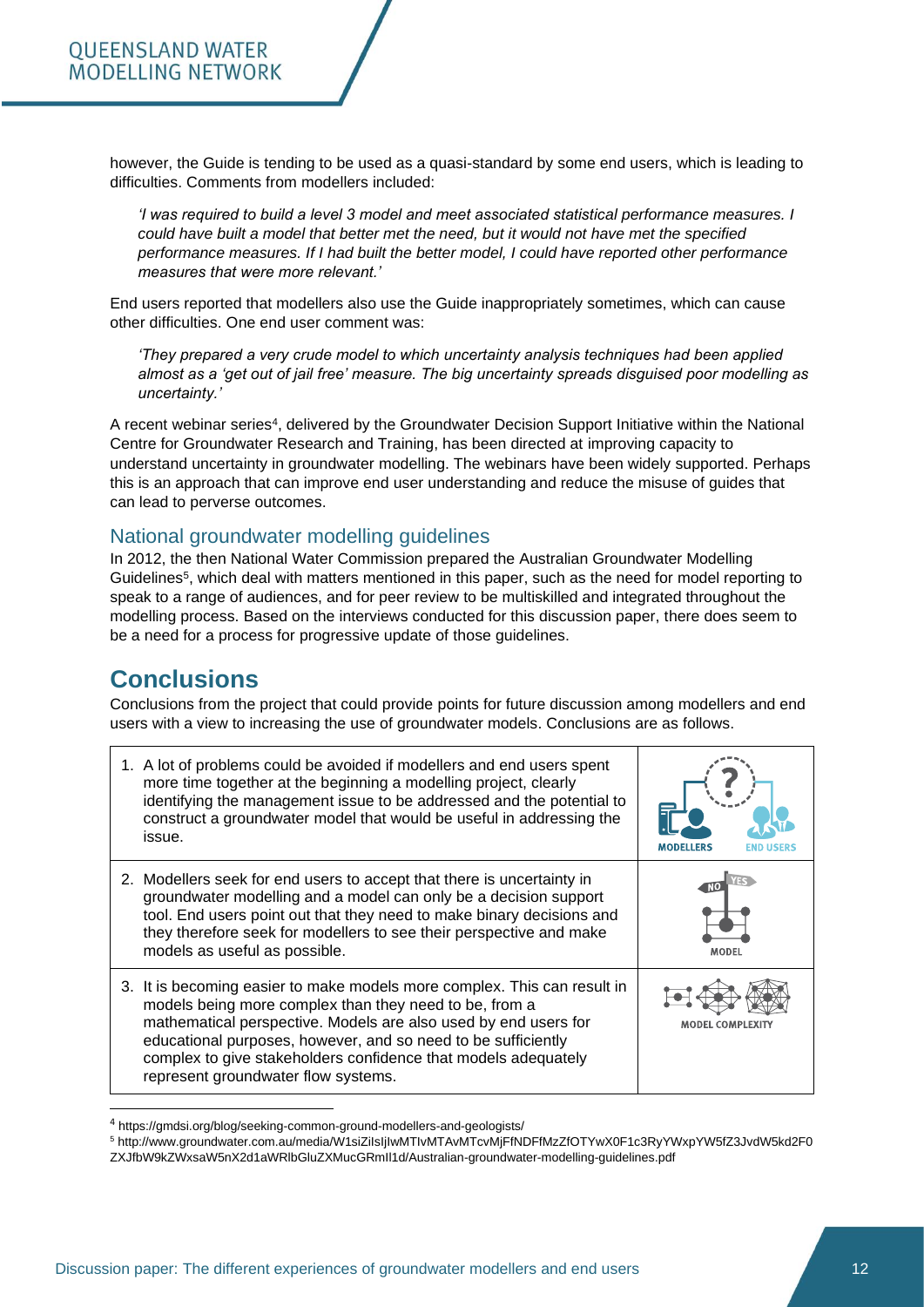however, the Guide is tending to be used as a quasi-standard by some end users, which is leading to difficulties. Comments from modellers included:

> *'I was required to build a level 3 model and meet associated statistical performance measures. I could have built a model that better met the need, but it would not have met the specified performance measures. If I had built the better model, I could have reported other performance measures that were more relevant.'*

End users reported that modellers also use the Guide inappropriately sometimes, which can cause other difficulties. One end user comment was:

> *'They prepared a very crude model to which uncertainty analysis techniques had been applied almost as a 'get out of jail free' measure. The big uncertainty spreads disguised poor modelling as uncertainty.'*

A recent webinar series[4], delivered by the Groundwater Decision Support Initiative within the National Centre for Groundwater Research and Training, has been directed at improving capacity to understand uncertainty in groundwater modelling. The webinars have been widely supported. Perhaps this is an approach that can improve end user understanding and reduce the misuse of guides that can lead to perverse outcomes.

### National groundwater modelling guidelines

In 2012, the then National Water Commission prepared the Australian Groundwater Modelling Guidelines[5], which deal with matters mentioned in this paper, such as the need for model reporting to speak to a range of audiences, and for peer review to be multiskilled and integrated throughout the modelling process. Based on the interviews conducted for this discussion paper, there does seem to be a need for a process for progressive update of those guidelines.

## Conclusions

Conclusions from the project that could provide points for future discussion among modellers and end users with a view to increasing the use of groundwater models. Conclusions are as follows.

| Conclusion | |
|---|---|
| 1. A lot of problems could be avoided if modellers and end users spent more time together at the beginning a modelling project, clearly identifying the management issue to be addressed and the potential to construct a groundwater model that would be useful in addressing the issue. | MODELLERS END USERS |
| 2. Modellers seek for end users to accept that there is uncertainty in groundwater modelling and a model can only be a decision support tool. End users point out that they need to make binary decisions and they therefore seek for modellers to see their perspective and make models as useful as possible. | NO YES MODEL |
| 3. It is becoming easier to make models more complex. This can result in models being more complex than they need to be, from a mathematical perspective. Models are also used by end users for educational purposes, however, and so need to be sufficiently complex to give stakeholders confidence that models adequately represent groundwater flow systems. | MODEL COMPLEXITY |

[4] https://gmdsi.org/blog/seeking-common-ground-modellers-and-geologists/

[5] http://www.groundwater.com.au/media/W1siZiIsIjIwMTIvMTAvMTcvMjFfNDFfMzZfOTYwX0F1c3RyYWxpYW5fZ3JvdW5kd2F0ZXJfbW9kZWxsaW5nX2d1aWRlbGluZXMucGRmIl1d/Australian-groundwater-modelling-guidelines.pdf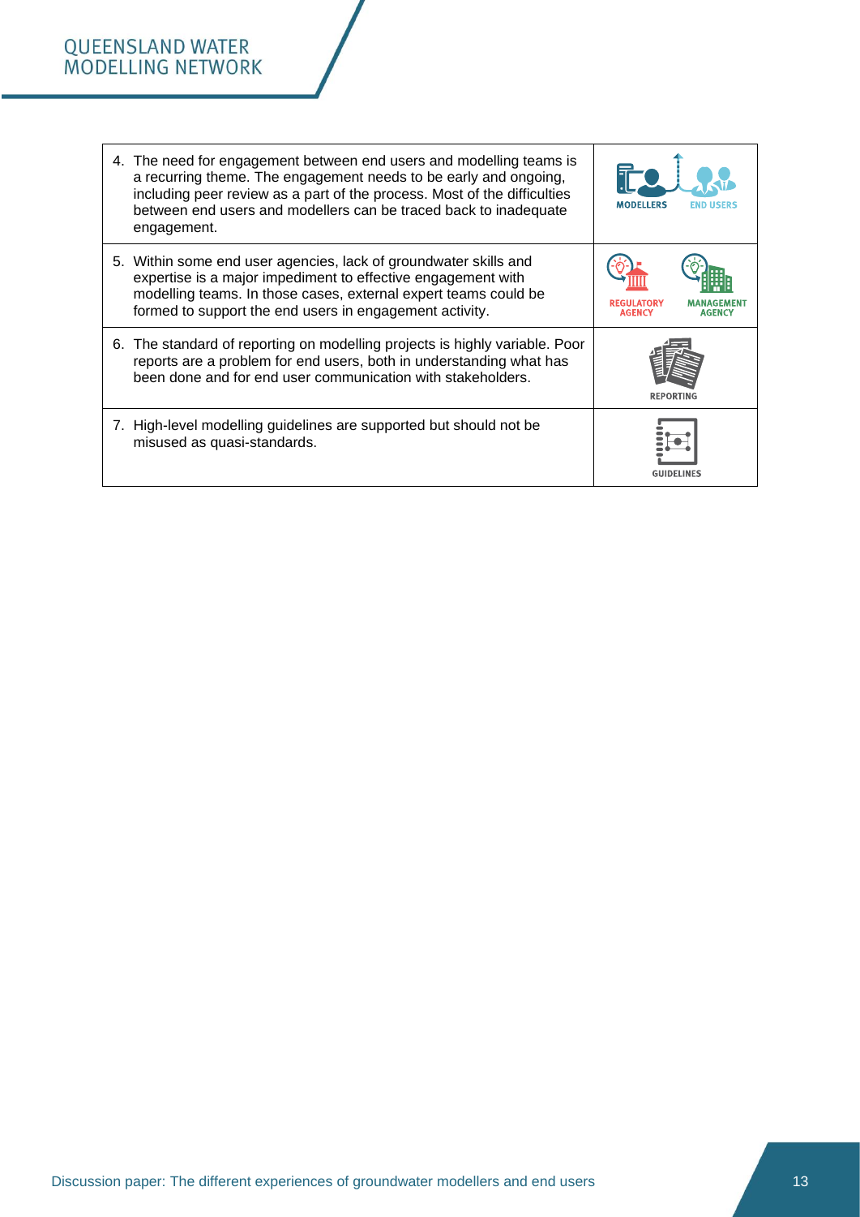| | |
|---|---|
| 4. The need for engagement between end users and modelling teams is a recurring theme. The engagement needs to be early and ongoing, including peer review as a part of the process. Most of the difficulties between end users and modellers can be traced back to inadequate engagement. | MODELLERS END USERS |
| 5. Within some end user agencies, lack of groundwater skills and expertise is a major impediment to effective engagement with modelling teams. In those cases, external expert teams could be formed to support the end users in engagement activity. | REGULATORY AGENCY MANAGEMENT AGENCY |
| 6. The standard of reporting on modelling projects is highly variable. Poor reports are a problem for end users, both in understanding what has been done and for end user communication with stakeholders. | REPORTING |
| 7. High-level modelling guidelines are supported but should not be misused as quasi-standards. | GUIDELINES |